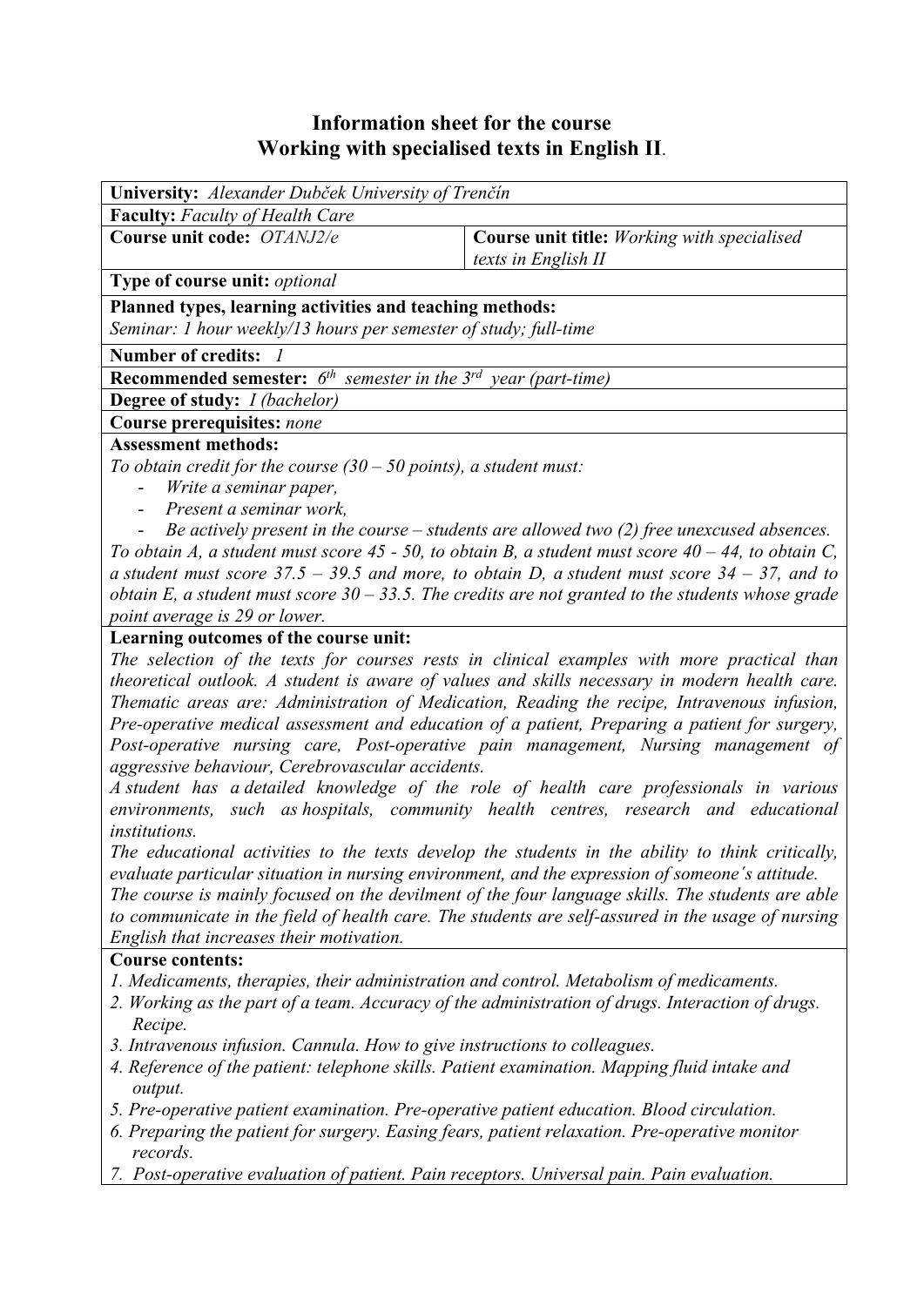# Information sheet for the course
# Working with specialised texts in English II.

**University:** *Alexander Dubček University of Trenčín*

**Faculty:** *Faculty of Health Care*

| **Course unit code:** *OTANJ2/e* | **Course unit title:** *Working with specialised texts in English II* |
|---|---|

**Type of course unit:** *optional*

**Planned types, learning activities and teaching methods:**
*Seminar: 1 hour weekly/13 hours per semester of study; full-time*

**Number of credits:** *1*

**Recommended semester:** *6th semester in the 3rd year (part-time)*

**Degree of study:** *I (bachelor)*

**Course prerequisites:** *none*

**Assessment methods:**

*To obtain credit for the course (30 – 50 points), a student must:*

- *Write a seminar paper,*
- *Present a seminar work,*
- *Be actively present in the course – students are allowed two (2) free unexcused absences.*

*To obtain A, a student must score 45 - 50, to obtain B, a student must score 40 – 44, to obtain C, a student must score 37.5 – 39.5 and more, to obtain D, a student must score 34 – 37, and to obtain E, a student must score 30 – 33.5. The credits are not granted to the students whose grade point average is 29 or lower.*

**Learning outcomes of the course unit:**

*The selection of the texts for courses rests in clinical examples with more practical than theoretical outlook. A student is aware of values and skills necessary in modern health care. Thematic areas are: Administration of Medication, Reading the recipe, Intravenous infusion, Pre-operative medical assessment and education of a patient, Preparing a patient for surgery, Post-operative nursing care, Post-operative pain management, Nursing management of aggressive behaviour, Cerebrovascular accidents.*

*A student has a detailed knowledge of the role of health care professionals in various environments, such as hospitals, community health centres, research and educational institutions.*

*The educational activities to the texts develop the students in the ability to think critically, evaluate particular situation in nursing environment, and the expression of someone´s attitude.*

*The course is mainly focused on the devilment of the four language skills. The students are able to communicate in the field of health care. The students are self-assured in the usage of nursing English that increases their motivation.*

**Course contents:**

1. *Medicaments, therapies, their administration and control. Metabolism of medicaments.*
2. *Working as the part of a team. Accuracy of the administration of drugs. Interaction of drugs. Recipe.*
3. *Intravenous infusion. Cannula. How to give instructions to colleagues.*
4. *Reference of the patient: telephone skills. Patient examination. Mapping fluid intake and output.*
5. *Pre-operative patient examination. Pre-operative patient education. Blood circulation.*
6. *Preparing the patient for surgery. Easing fears, patient relaxation. Pre-operative monitor records.*
7. *Post-operative evaluation of patient. Pain receptors. Universal pain. Pain evaluation.*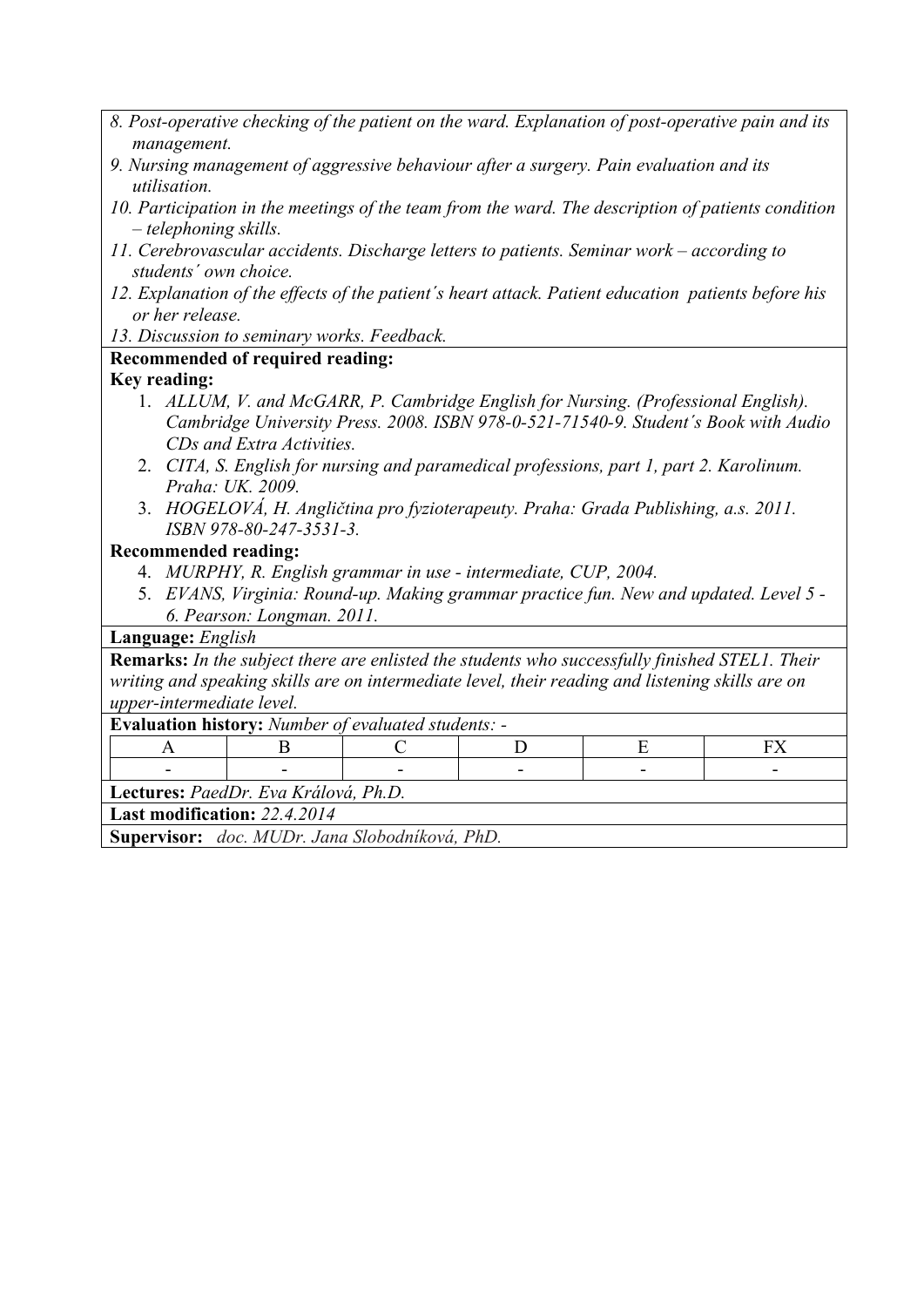*8. Post-operative checking of the patient on the ward. Explanation of post-operative pain and its management.*

*9. Nursing management of aggressive behaviour after a surgery. Pain evaluation and its utilisation.*

*10. Participation in the meetings of the team from the ward. The description of patients condition – telephoning skills.*

*11. Cerebrovascular accidents. Discharge letters to patients. Seminar work – according to students´ own choice.*

*12. Explanation of the effects of the patient´s heart attack. Patient education patients before his or her release.*

*13. Discussion to seminary works. Feedback.*

**Recommended of required reading:**

**Key reading:**

1. *ALLUM, V. and McGARR, P. Cambridge English for Nursing. (Professional English). Cambridge University Press. 2008. ISBN 978-0-521-71540-9. Student´s Book with Audio CDs and Extra Activities.*
2. *CITA, S. English for nursing and paramedical professions, part 1, part 2. Karolinum. Praha: UK. 2009.*
3. *HOGELOVÁ, H. Angličtina pro fyzioterapeuty. Praha: Grada Publishing, a.s. 2011. ISBN 978-80-247-3531-3.*

**Recommended reading:**

4. *MURPHY, R. English grammar in use - intermediate, CUP, 2004.*
5. *EVANS, Virginia: Round-up. Making grammar practice fun. New and updated. Level 5 - 6. Pearson: Longman. 2011.*

**Language:** *English*

**Remarks:** *In the subject there are enlisted the students who successfully finished STEL1. Their writing and speaking skills are on intermediate level, their reading and listening skills are on upper-intermediate level.*

**Evaluation history:** *Number of evaluated students: -*

| A | B | C | D | E | FX |
|---|---|---|---|---|---|
| - | - | - | - | - | - |

**Lectures:** *PaedDr. Eva Králová, Ph.D.*

**Last modification:** *22.4.2014*

**Supervisor:** *doc. MUDr. Jana Slobodníková, PhD.*